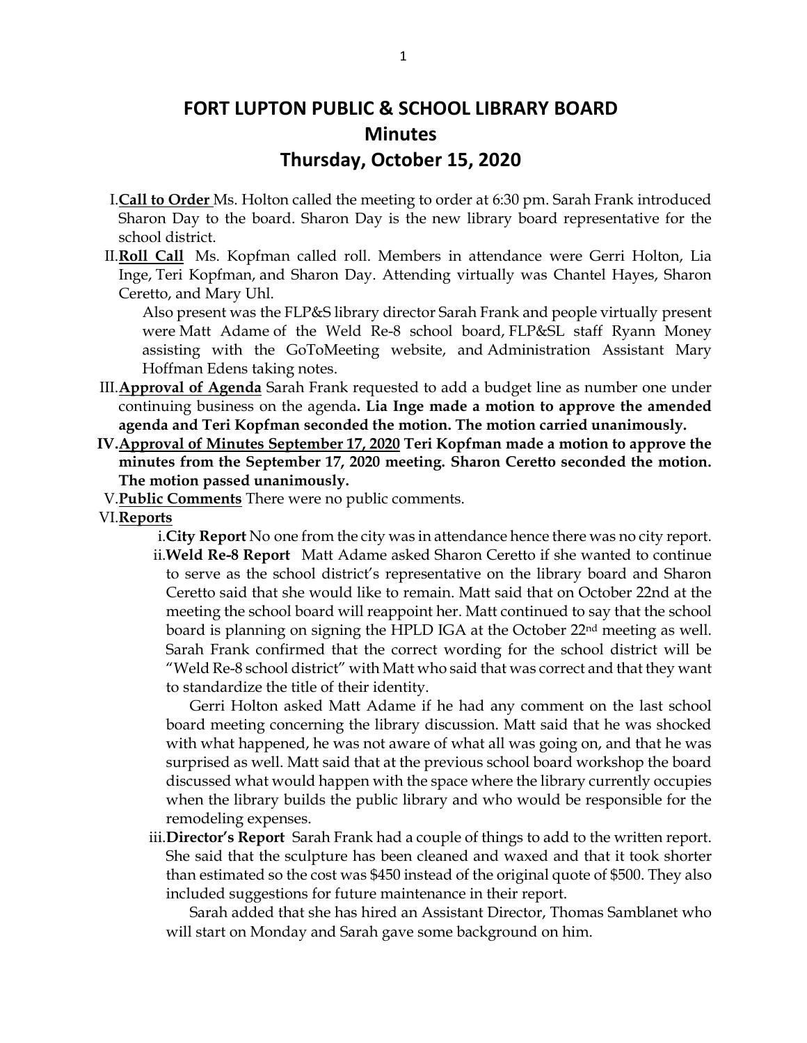# FORT LUPTON PUBLIC & SCHOOL LIBRARY BOARD
## Minutes
## Thursday, October 15, 2020

I. **Call to Order** Ms. Holton called the meeting to order at 6:30 pm. Sarah Frank introduced Sharon Day to the board. Sharon Day is the new library board representative for the school district.

II. **Roll Call** Ms. Kopfman called roll. Members in attendance were Gerri Holton, Lia Inge, Teri Kopfman, and Sharon Day. Attending virtually was Chantel Hayes, Sharon Ceretto, and Mary Uhl.

 Also present was the FLP&S library director Sarah Frank and people virtually present were Matt Adame of the Weld Re-8 school board, FLP&SL staff Ryann Money assisting with the GoToMeeting website, and Administration Assistant Mary Hoffman Edens taking notes.

III. **Approval of Agenda** Sarah Frank requested to add a budget line as number one under continuing business on the agenda**. Lia Inge made a motion to approve the amended agenda and Teri Kopfman seconded the motion. The motion carried unanimously.**

IV. **Approval of Minutes September 17, 2020 Teri Kopfman made a motion to approve the minutes from the September 17, 2020 meeting. Sharon Ceretto seconded the motion. The motion passed unanimously.**

V. **Public Comments** There were no public comments.

VI. **Reports**

 i. **City Report** No one from the city was in attendance hence there was no city report.

 ii. **Weld Re-8 Report** Matt Adame asked Sharon Ceretto if she wanted to continue to serve as the school district's representative on the library board and Sharon Ceretto said that she would like to remain. Matt said that on October 22nd at the meeting the school board will reappoint her. Matt continued to say that the school board is planning on signing the HPLD IGA at the October 22nd meeting as well. Sarah Frank confirmed that the correct wording for the school district will be "Weld Re-8 school district" with Matt who said that was correct and that they want to standardize the title of their identity.

 Gerri Holton asked Matt Adame if he had any comment on the last school board meeting concerning the library discussion. Matt said that he was shocked with what happened, he was not aware of what all was going on, and that he was surprised as well. Matt said that at the previous school board workshop the board discussed what would happen with the space where the library currently occupies when the library builds the public library and who would be responsible for the remodeling expenses.

 iii. **Director's Report** Sarah Frank had a couple of things to add to the written report. She said that the sculpture has been cleaned and waxed and that it took shorter than estimated so the cost was $450 instead of the original quote of $500. They also included suggestions for future maintenance in their report.

 Sarah added that she has hired an Assistant Director, Thomas Samblanet who will start on Monday and Sarah gave some background on him.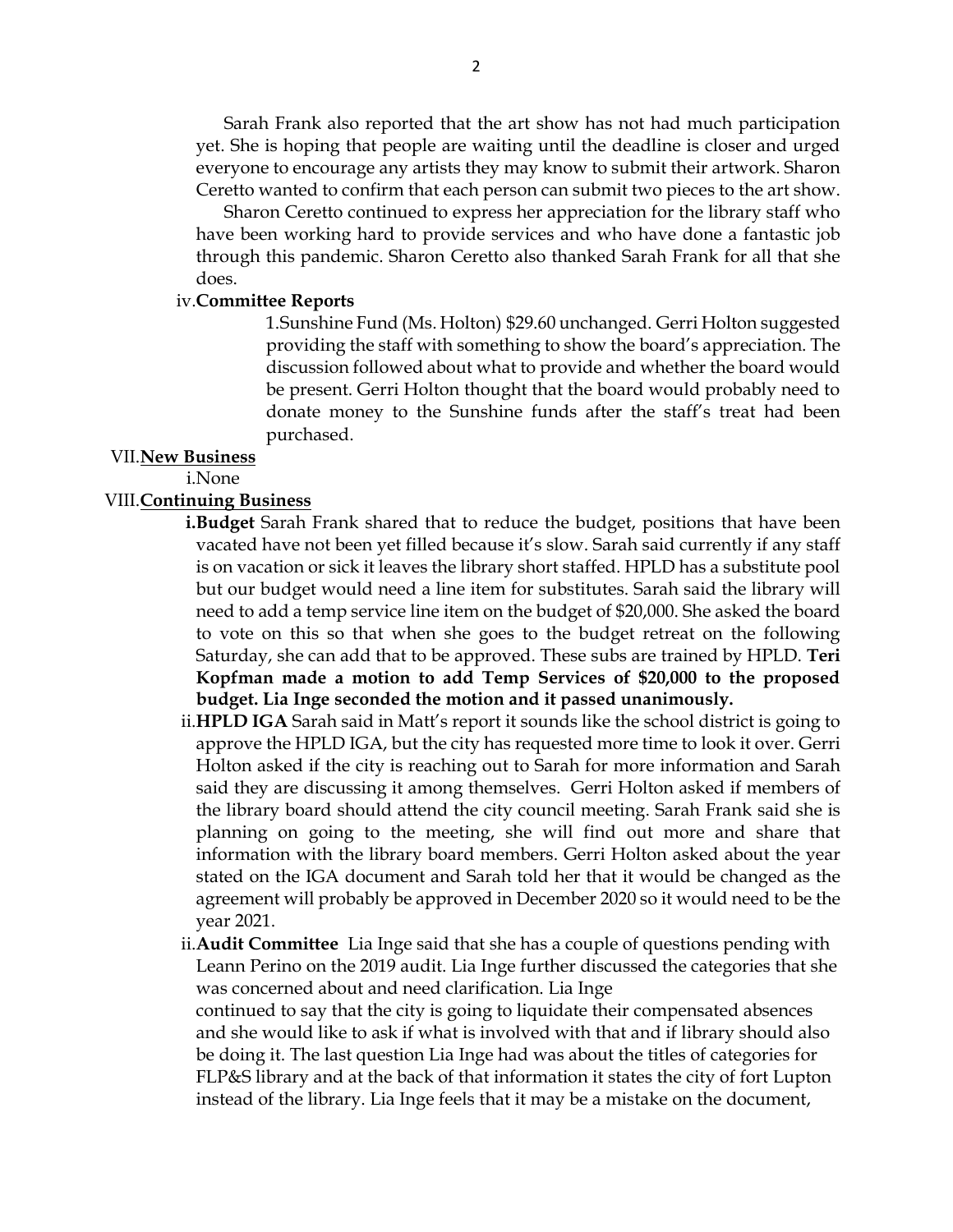Sarah Frank also reported that the art show has not had much participation yet. She is hoping that people are waiting until the deadline is closer and urged everyone to encourage any artists they may know to submit their artwork. Sharon Ceretto wanted to confirm that each person can submit two pieces to the art show.

Sharon Ceretto continued to express her appreciation for the library staff who have been working hard to provide services and who have done a fantastic job through this pandemic. Sharon Ceretto also thanked Sarah Frank for all that she does.

iv. **Committee Reports**

1. Sunshine Fund (Ms. Holton) $29.60 unchanged. Gerri Holton suggested providing the staff with something to show the board's appreciation. The discussion followed about what to provide and whether the board would be present. Gerri Holton thought that the board would probably need to donate money to the Sunshine funds after the staff's treat had been purchased.

VII. **New Business**

i. None

VIII. **Continuing Business**

**i. Budget** Sarah Frank shared that to reduce the budget, positions that have been vacated have not been yet filled because it's slow. Sarah said currently if any staff is on vacation or sick it leaves the library short staffed. HPLD has a substitute pool but our budget would need a line item for substitutes. Sarah said the library will need to add a temp service line item on the budget of $20,000. She asked the board to vote on this so that when she goes to the budget retreat on the following Saturday, she can add that to be approved. These subs are trained by HPLD. **Teri Kopfman made a motion to add Temp Services of $20,000 to the proposed budget. Lia Inge seconded the motion and it passed unanimously.**

ii. **HPLD IGA** Sarah said in Matt's report it sounds like the school district is going to approve the HPLD IGA, but the city has requested more time to look it over. Gerri Holton asked if the city is reaching out to Sarah for more information and Sarah said they are discussing it among themselves. Gerri Holton asked if members of the library board should attend the city council meeting. Sarah Frank said she is planning on going to the meeting, she will find out more and share that information with the library board members. Gerri Holton asked about the year stated on the IGA document and Sarah told her that it would be changed as the agreement will probably be approved in December 2020 so it would need to be the year 2021.

ii. **Audit Committee** Lia Inge said that she has a couple of questions pending with Leann Perino on the 2019 audit. Lia Inge further discussed the categories that she was concerned about and need clarification. Lia Inge continued to say that the city is going to liquidate their compensated absences and she would like to ask if what is involved with that and if library should also be doing it. The last question Lia Inge had was about the titles of categories for FLP&S library and at the back of that information it states the city of fort Lupton instead of the library. Lia Inge feels that it may be a mistake on the document,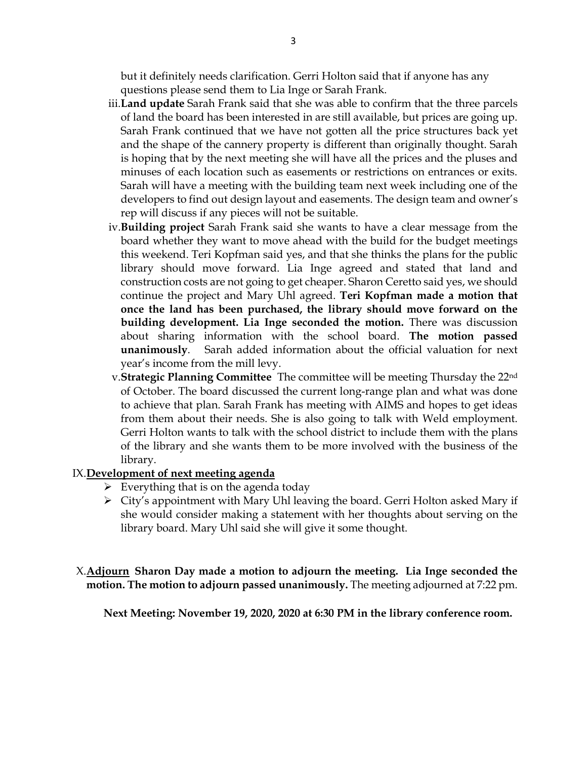but it definitely needs clarification. Gerri Holton said that if anyone has any questions please send them to Lia Inge or Sarah Frank.

iii. **Land update** Sarah Frank said that she was able to confirm that the three parcels of land the board has been interested in are still available, but prices are going up. Sarah Frank continued that we have not gotten all the price structures back yet and the shape of the cannery property is different than originally thought. Sarah is hoping that by the next meeting she will have all the prices and the pluses and minuses of each location such as easements or restrictions on entrances or exits. Sarah will have a meeting with the building team next week including one of the developers to find out design layout and easements. The design team and owner's rep will discuss if any pieces will not be suitable.

iv. **Building project** Sarah Frank said she wants to have a clear message from the board whether they want to move ahead with the build for the budget meetings this weekend. Teri Kopfman said yes, and that she thinks the plans for the public library should move forward. Lia Inge agreed and stated that land and construction costs are not going to get cheaper. Sharon Ceretto said yes, we should continue the project and Mary Uhl agreed. **Teri Kopfman made a motion that once the land has been purchased, the library should move forward on the building development. Lia Inge seconded the motion.** There was discussion about sharing information with the school board. **The motion passed unanimously**. Sarah added information about the official valuation for next year's income from the mill levy.

v. **Strategic Planning Committee** The committee will be meeting Thursday the 22nd of October. The board discussed the current long-range plan and what was done to achieve that plan. Sarah Frank has meeting with AIMS and hopes to get ideas from them about their needs. She is also going to talk with Weld employment. Gerri Holton wants to talk with the school district to include them with the plans of the library and she wants them to be more involved with the business of the library.

IX. **<u>Development of next meeting agenda</u>**

- Everything that is on the agenda today
- City's appointment with Mary Uhl leaving the board. Gerri Holton asked Mary if she would consider making a statement with her thoughts about serving on the library board. Mary Uhl said she will give it some thought.

X. **<u>Adjourn</u> Sharon Day made a motion to adjourn the meeting. Lia Inge seconded the motion. The motion to adjourn passed unanimously.** The meeting adjourned at 7:22 pm.

**Next Meeting: November 19, 2020, 2020 at 6:30 PM in the library conference room.**